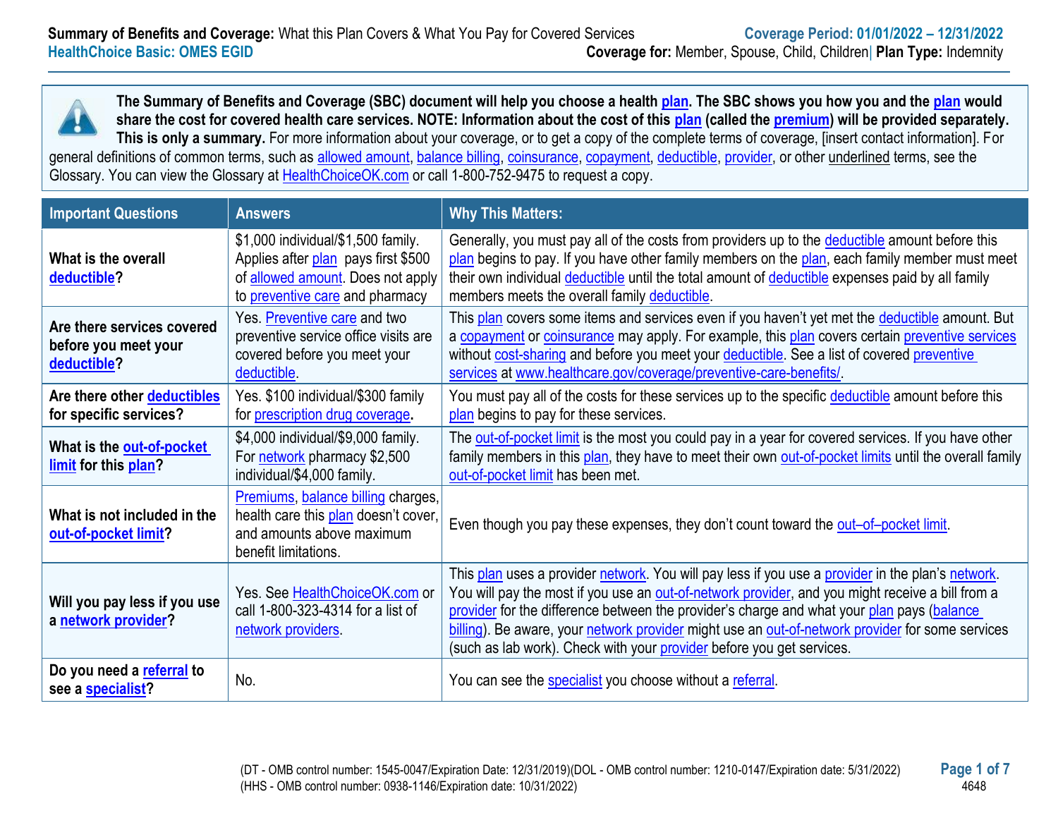**Summary of Benefits and Coverage:** What this Plan Covers & What You Pay for Covered Services

**HealthChoice Basic: OMES EGID**

**Coverage Period: 01/01/2022 – 12/31/2022**

**Coverage for:** Member, Spouse, Child, Children| **Plan Type:** Indemnity

**The Summary of Benefits and Coverage (SBC) document will help you choose a health plan. The SBC shows you how you and the plan would share the cost for covered health care services. NOTE: Information about the cost of this plan (called the premium) will be provided separately. This is only a summary.** For more information about your coverage, or to get a copy of the complete terms of coverage, [insert contact information]. For general definitions of common terms, such as allowed amount, balance billing, coinsurance, copayment, deductible, provider, or other underlined terms, see the Glossary. You can view the Glossary at HealthChoiceOK.com or call 1-800-752-9475 to request a copy.

| Important Questions | Answers | Why This Matters: |
|---|---|---|
| **What is the overall deductible?** | $1,000 individual/$1,500 family. Applies after plan pays first $500 of allowed amount. Does not apply to preventive care and pharmacy | Generally, you must pay all of the costs from providers up to the deductible amount before this plan begins to pay. If you have other family members on the plan, each family member must meet their own individual deductible until the total amount of deductible expenses paid by all family members meets the overall family deductible. |
| **Are there services covered before you meet your deductible?** | Yes. Preventive care and two preventive service office visits are covered before you meet your deductible. | This plan covers some items and services even if you haven't yet met the deductible amount. But a copayment or coinsurance may apply. For example, this plan covers certain preventive services without cost-sharing and before you meet your deductible. See a list of covered preventive services at www.healthcare.gov/coverage/preventive-care-benefits/. |
| **Are there other deductibles for specific services?** | Yes. $100 individual/$300 family for prescription drug coverage**.** | You must pay all of the costs for these services up to the specific deductible amount before this plan begins to pay for these services. |
| **What is the out-of-pocket limit for this plan?** | $4,000 individual/$9,000 family. For network pharmacy $2,500 individual/$4,000 family. | The out-of-pocket limit is the most you could pay in a year for covered services. If you have other family members in this plan, they have to meet their own out-of-pocket limits until the overall family out-of-pocket limit has been met. |
| **What is not included in the out-of-pocket limit?** | Premiums, balance billing charges, health care this plan doesn't cover, and amounts above maximum benefit limitations. | Even though you pay these expenses, they don't count toward the out–of–pocket limit. |
| **Will you pay less if you use a network provider?** | Yes. See HealthChoiceOK.com or call 1-800-323-4314 for a list of network providers. | This plan uses a provider network. You will pay less if you use a provider in the plan's network. You will pay the most if you use an out-of-network provider, and you might receive a bill from a provider for the difference between the provider's charge and what your plan pays (balance billing). Be aware, your network provider might use an out-of-network provider for some services (such as lab work). Check with your provider before you get services. |
| **Do you need a referral to see a specialist?** | No. | You can see the specialist you choose without a referral. |

(DT - OMB control number: 1545-0047/Expiration Date: 12/31/2019)(DOL - OMB control number: 1210-0147/Expiration date: 5/31/2022)
(HHS - OMB control number: 0938-1146/Expiration date: 10/31/2022)

4648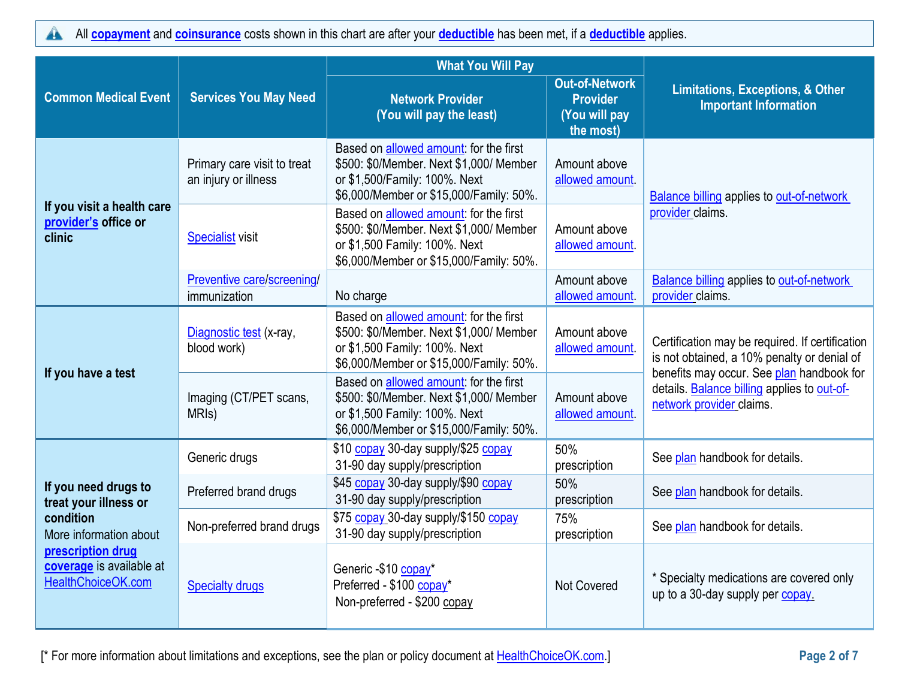All **copayment** and **coinsurance** costs shown in this chart are after your **deductible** has been met, if a **deductible** applies.

| Common Medical Event | Services You May Need | What You Will Pay | | Limitations, Exceptions, & Other Important Information |
|---|---|---|---|---|
| | | Network Provider (You will pay the least) | Out-of-Network Provider (You will pay the most) | |
| **If you visit a health care provider's office or clinic** | Primary care visit to treat an injury or illness | Based on allowed amount: for the first $500: $0/Member. Next $1,000/ Member or $1,500/Family: 100%. Next $6,000/Member or $15,000/Family: 50%. | Amount above allowed amount. | Balance billing applies to out-of-network provider claims. |
| | Specialist visit | Based on allowed amount: for the first $500: $0/Member. Next $1,000/ Member or $1,500 Family: 100%. Next $6,000/Member or $15,000/Family: 50%. | Amount above allowed amount. | |
| | Preventive care/screening/ immunization | No charge | Amount above allowed amount. | Balance billing applies to out-of-network provider claims. |
| **If you have a test** | Diagnostic test (x-ray, blood work) | Based on allowed amount: for the first $500: $0/Member. Next $1,000/ Member or $1,500 Family: 100%. Next $6,000/Member or $15,000/Family: 50%. | Amount above allowed amount. | Certification may be required. If certification is not obtained, a 10% penalty or denial of benefits may occur. See plan handbook for details. Balance billing applies to out-of-network provider claims. |
| | Imaging (CT/PET scans, MRIs) | Based on allowed amount: for the first $500: $0/Member. Next $1,000/ Member or $1,500 Family: 100%. Next $6,000/Member or $15,000/Family: 50%. | Amount above allowed amount. | |
| **If you need drugs to treat your illness or condition** More information about **prescription drug coverage** is available at HealthChoiceOK.com | Generic drugs | $10 copay 30-day supply/$25 copay 31-90 day supply/prescription | 50% prescription | See plan handbook for details. |
| | Preferred brand drugs | $45 copay 30-day supply/$90 copay 31-90 day supply/prescription | 50% prescription | See plan handbook for details. |
| | Non-preferred brand drugs | $75 copay 30-day supply/$150 copay 31-90 day supply/prescription | 75% prescription | See plan handbook for details. |
| | Specialty drugs | Generic -$10 copay*<br>Preferred - $100 copay*<br>Non-preferred - $200 copay | Not Covered | * Specialty medications are covered only up to a 30-day supply per copay. |

[* For more information about limitations and exceptions, see the plan or policy document at HealthChoiceOK.com.]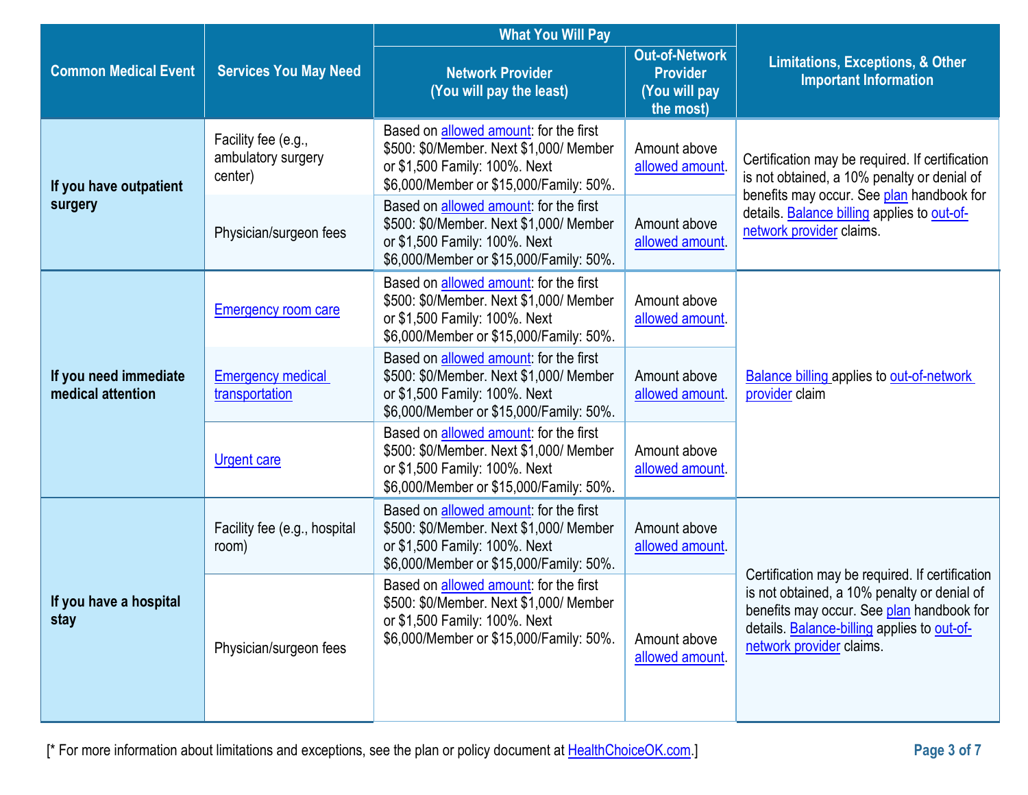| Common Medical Event | Services You May Need | What You Will Pay | | Limitations, Exceptions, & Other Important Information |
|---|---|---|---|---|
| | | Network Provider (You will pay the least) | Out-of-Network Provider (You will pay the most) | |
| If you have outpatient surgery | Facility fee (e.g., ambulatory surgery center) | Based on allowed amount: for the first $500: $0/Member. Next $1,000/ Member or $1,500 Family: 100%. Next $6,000/Member or $15,000/Family: 50%. | Amount above allowed amount. | Certification may be required. If certification is not obtained, a 10% penalty or denial of benefits may occur. See plan handbook for details. Balance billing applies to out-of-network provider claims. |
| | Physician/surgeon fees | Based on allowed amount: for the first $500: $0/Member. Next $1,000/ Member or $1,500 Family: 100%. Next $6,000/Member or $15,000/Family: 50%. | Amount above allowed amount. | |
| If you need immediate medical attention | Emergency room care | Based on allowed amount: for the first $500: $0/Member. Next $1,000/ Member or $1,500 Family: 100%. Next $6,000/Member or $15,000/Family: 50%. | Amount above allowed amount. | Balance billing applies to out-of-network provider claim |
| | Emergency medical transportation | Based on allowed amount: for the first $500: $0/Member. Next $1,000/ Member or $1,500 Family: 100%. Next $6,000/Member or $15,000/Family: 50%. | Amount above allowed amount. | |
| | Urgent care | Based on allowed amount: for the first $500: $0/Member. Next $1,000/ Member or $1,500 Family: 100%. Next $6,000/Member or $15,000/Family: 50%. | Amount above allowed amount. | |
| If you have a hospital stay | Facility fee (e.g., hospital room) | Based on allowed amount: for the first $500: $0/Member. Next $1,000/ Member or $1,500 Family: 100%. Next $6,000/Member or $15,000/Family: 50%. | Amount above allowed amount. | Certification may be required. If certification is not obtained, a 10% penalty or denial of benefits may occur. See plan handbook for details. Balance-billing applies to out-of-network provider claims. |
| | Physician/surgeon fees | Based on allowed amount: for the first $500: $0/Member. Next $1,000/ Member or $1,500 Family: 100%. Next $6,000/Member or $15,000/Family: 50%. | Amount above allowed amount. | |

[* For more information about limitations and exceptions, see the plan or policy document at HealthChoiceOK.com.]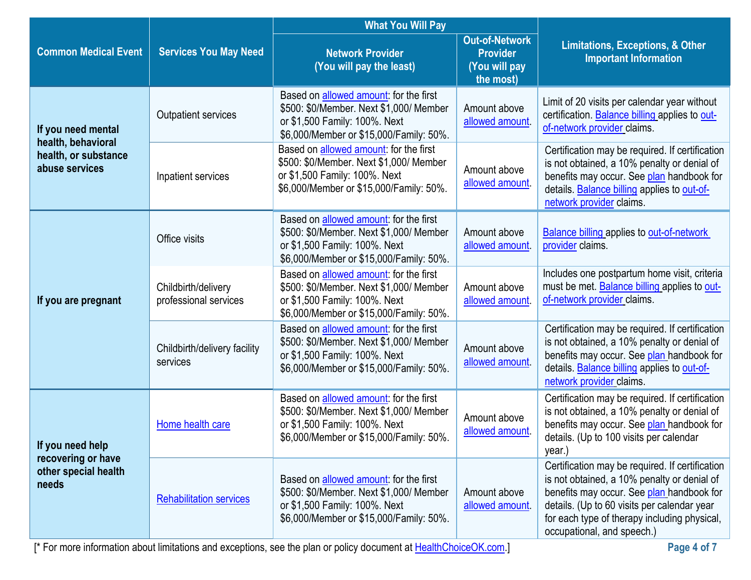| Common Medical Event | Services You May Need | What You Will Pay | | Limitations, Exceptions, & Other Important Information |
|---|---|---|---|---|
| | | Network Provider (You will pay the least) | Out-of-Network Provider (You will pay the most) | |
| If you need mental health, behavioral health, or substance abuse services | Outpatient services | Based on allowed amount: for the first $500: $0/Member. Next $1,000/ Member or $1,500 Family: 100%. Next $6,000/Member or $15,000/Family: 50%. | Amount above allowed amount. | Limit of 20 visits per calendar year without certification. Balance billing applies to out-of-network provider claims. |
| | Inpatient services | Based on allowed amount: for the first $500: $0/Member. Next $1,000/ Member or $1,500 Family: 100%. Next $6,000/Member or $15,000/Family: 50%. | Amount above allowed amount. | Certification may be required. If certification is not obtained, a 10% penalty or denial of benefits may occur. See plan handbook for details. Balance billing applies to out-of-network provider claims. |
| If you are pregnant | Office visits | Based on allowed amount: for the first $500: $0/Member. Next $1,000/ Member or $1,500 Family: 100%. Next $6,000/Member or $15,000/Family: 50%. | Amount above allowed amount. | Balance billing applies to out-of-network provider claims. |
| | Childbirth/delivery professional services | Based on allowed amount: for the first $500: $0/Member. Next $1,000/ Member or $1,500 Family: 100%. Next $6,000/Member or $15,000/Family: 50%. | Amount above allowed amount. | Includes one postpartum home visit, criteria must be met. Balance billing applies to out-of-network provider claims. |
| | Childbirth/delivery facility services | Based on allowed amount: for the first $500: $0/Member. Next $1,000/ Member or $1,500 Family: 100%. Next $6,000/Member or $15,000/Family: 50%. | Amount above allowed amount. | Certification may be required. If certification is not obtained, a 10% penalty or denial of benefits may occur. See plan handbook for details. Balance billing applies to out-of-network provider claims. |
| If you need help recovering or have other special health needs | Home health care | Based on allowed amount: for the first $500: $0/Member. Next $1,000/ Member or $1,500 Family: 100%. Next $6,000/Member or $15,000/Family: 50%. | Amount above allowed amount. | Certification may be required. If certification is not obtained, a 10% penalty or denial of benefits may occur. See plan handbook for details. (Up to 100 visits per calendar year.) |
| | Rehabilitation services | Based on allowed amount: for the first $500: $0/Member. Next $1,000/ Member or $1,500 Family: 100%. Next $6,000/Member or $15,000/Family: 50%. | Amount above allowed amount. | Certification may be required. If certification is not obtained, a 10% penalty or denial of benefits may occur. See plan handbook for details. (Up to 60 visits per calendar year for each type of therapy including physical, occupational, and speech.) |

[* For more information about limitations and exceptions, see the plan or policy document at HealthChoiceOK.com.]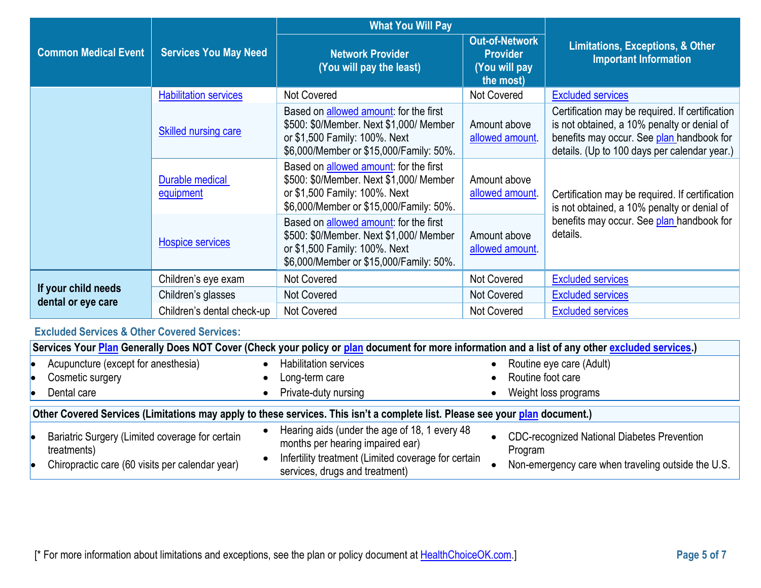| Common Medical Event | Services You May Need | What You Will Pay | | Limitations, Exceptions, & Other Important Information |
|---|---|---|---|---|
| | | Network Provider (You will pay the least) | Out-of-Network Provider (You will pay the most) | |
| | Habilitation services | Not Covered | Not Covered | Excluded services |
| | Skilled nursing care | Based on allowed amount: for the first $500: $0/Member. Next $1,000/ Member or $1,500 Family: 100%. Next $6,000/Member or $15,000/Family: 50%. | Amount above allowed amount. | Certification may be required. If certification is not obtained, a 10% penalty or denial of benefits may occur. See plan handbook for details. (Up to 100 days per calendar year.) |
| | Durable medical equipment | Based on allowed amount: for the first $500: $0/Member. Next $1,000/ Member or $1,500 Family: 100%. Next $6,000/Member or $15,000/Family: 50%. | Amount above allowed amount. | Certification may be required. If certification is not obtained, a 10% penalty or denial of benefits may occur. See plan handbook for details. |
| | Hospice services | Based on allowed amount: for the first $500: $0/Member. Next $1,000/ Member or $1,500 Family: 100%. Next $6,000/Member or $15,000/Family: 50%. | Amount above allowed amount. | |
| If your child needs dental or eye care | Children's eye exam | Not Covered | Not Covered | Excluded services |
| | Children's glasses | Not Covered | Not Covered | Excluded services |
| | Children's dental check-up | Not Covered | Not Covered | Excluded services |

## Excluded Services & Other Covered Services:

**Services Your Plan Generally Does NOT Cover (Check your policy or plan document for more information and a list of any other excluded services.)**

- Acupuncture (except for anesthesia)
- Cosmetic surgery
- Dental care
- Habilitation services
- Long-term care
- Private-duty nursing
- Routine eye care (Adult)
- Routine foot care
- Weight loss programs

**Other Covered Services (Limitations may apply to these services. This isn't a complete list. Please see your plan document.)**

- Bariatric Surgery (Limited coverage for certain treatments)
- Chiropractic care (60 visits per calendar year)
- Hearing aids (under the age of 18, 1 every 48 months per hearing impaired ear)
- Infertility treatment (Limited coverage for certain services, drugs and treatment)
- CDC-recognized National Diabetes Prevention Program
- Non-emergency care when traveling outside the U.S.

[* For more information about limitations and exceptions, see the plan or policy document at HealthChoiceOK.com.]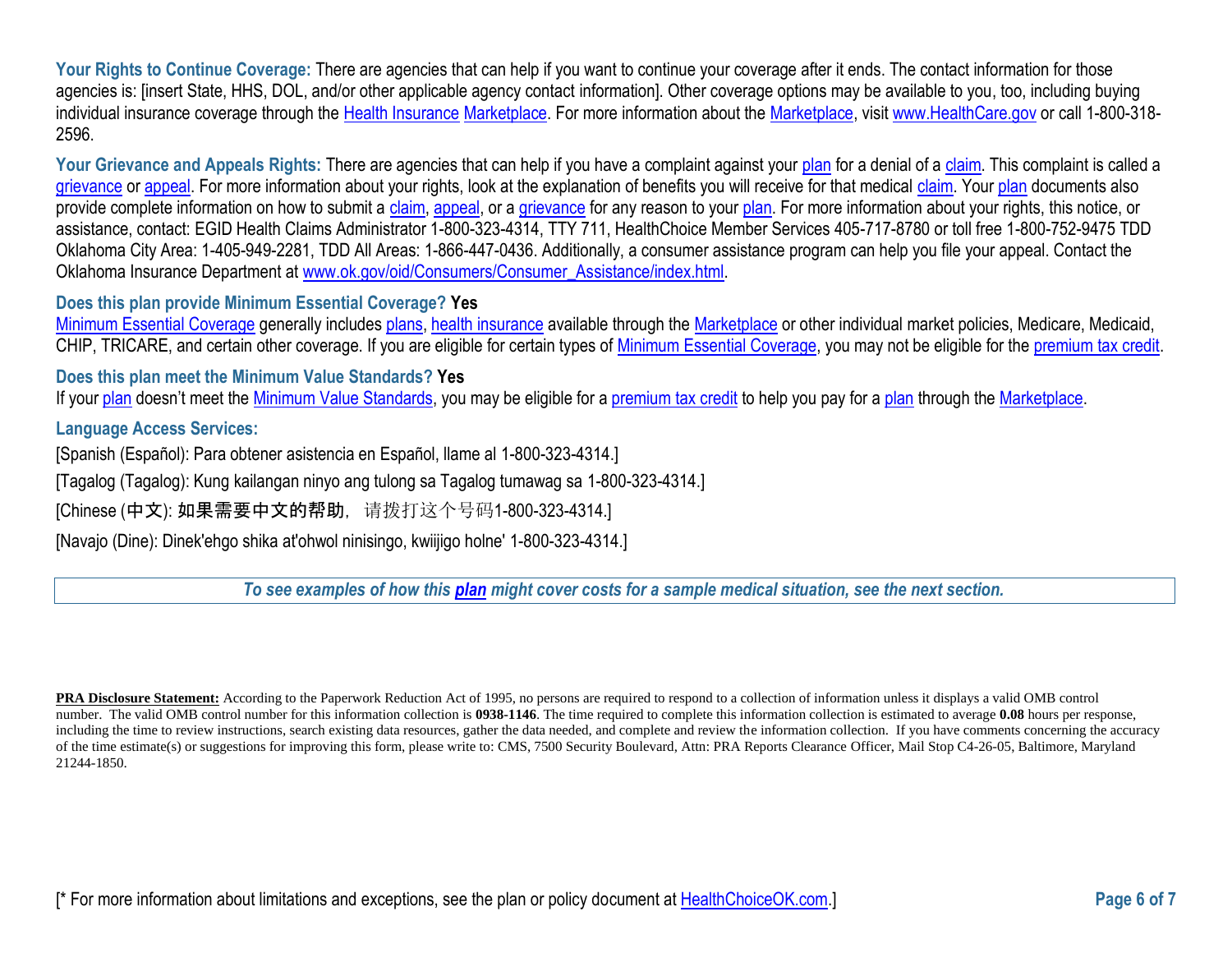**Your Rights to Continue Coverage:** There are agencies that can help if you want to continue your coverage after it ends. The contact information for those agencies is: [insert State, HHS, DOL, and/or other applicable agency contact information]. Other coverage options may be available to you, too, including buying individual insurance coverage through the Health Insurance Marketplace. For more information about the Marketplace, visit www.HealthCare.gov or call 1-800-318-2596.

**Your Grievance and Appeals Rights:** There are agencies that can help if you have a complaint against your plan for a denial of a claim. This complaint is called a grievance or appeal. For more information about your rights, look at the explanation of benefits you will receive for that medical claim. Your plan documents also provide complete information on how to submit a claim, appeal, or a grievance for any reason to your plan. For more information about your rights, this notice, or assistance, contact: EGID Health Claims Administrator 1-800-323-4314, TTY 711, HealthChoice Member Services 405-717-8780 or toll free 1-800-752-9475 TDD Oklahoma City Area: 1-405-949-2281, TDD All Areas: 1-866-447-0436. Additionally, a consumer assistance program can help you file your appeal. Contact the Oklahoma Insurance Department at www.ok.gov/oid/Consumers/Consumer_Assistance/index.html.

**Does this plan provide Minimum Essential Coverage? Yes**

Minimum Essential Coverage generally includes plans, health insurance available through the Marketplace or other individual market policies, Medicare, Medicaid, CHIP, TRICARE, and certain other coverage. If you are eligible for certain types of Minimum Essential Coverage, you may not be eligible for the premium tax credit.

**Does this plan meet the Minimum Value Standards? Yes**

If your plan doesn't meet the Minimum Value Standards, you may be eligible for a premium tax credit to help you pay for a plan through the Marketplace.

**Language Access Services:**

[Spanish (Español): Para obtener asistencia en Español, llame al 1-800-323-4314.]

[Tagalog (Tagalog): Kung kailangan ninyo ang tulong sa Tagalog tumawag sa 1-800-323-4314.]

[Chinese (中文): 如果需要中文的帮助，请拨打这个号码1-800-323-4314.]

[Navajo (Dine): Dinek'ehgo shika at'ohwol ninisingo, kwiijigo holne' 1-800-323-4314.]

***To see examples of how this plan might cover costs for a sample medical situation, see the next section.***

**PRA Disclosure Statement:** According to the Paperwork Reduction Act of 1995, no persons are required to respond to a collection of information unless it displays a valid OMB control number. The valid OMB control number for this information collection is **0938-1146**. The time required to complete this information collection is estimated to average **0.08** hours per response, including the time to review instructions, search existing data resources, gather the data needed, and complete and review the information collection. If you have comments concerning the accuracy of the time estimate(s) or suggestions for improving this form, please write to: CMS, 7500 Security Boulevard, Attn: PRA Reports Clearance Officer, Mail Stop C4-26-05, Baltimore, Maryland 21244-1850.

[* For more information about limitations and exceptions, see the plan or policy document at HealthChoiceOK.com.]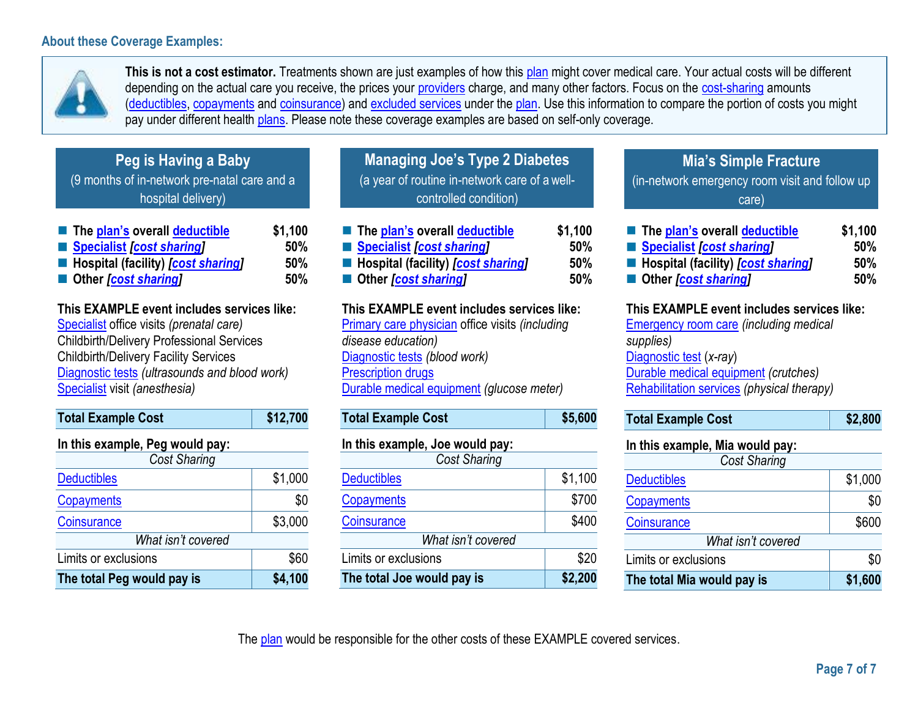### About these Coverage Examples:

**This is not a cost estimator.** Treatments shown are just examples of how this plan might cover medical care. Your actual costs will be different depending on the actual care you receive, the prices your providers charge, and many other factors. Focus on the cost-sharing amounts (deductibles, copayments and coinsurance) and excluded services under the plan. Use this information to compare the portion of costs you might pay under different health plans. Please note these coverage examples are based on self-only coverage.

## Peg is Having a Baby

(9 months of in-network pre-natal care and a hospital delivery)

- **The plan's overall deductible** **$1,100**
- **Specialist [cost sharing]** **50%**
- **Hospital (facility) [cost sharing]** **50%**
- **Other [cost sharing]** **50%**

**This EXAMPLE event includes services like:**
Specialist office visits *(prenatal care)*
Childbirth/Delivery Professional Services
Childbirth/Delivery Facility Services
Diagnostic tests *(ultrasounds and blood work)*
Specialist visit *(anesthesia)*

| **Total Example Cost** | **$12,700** |
|---|---|

**In this example, Peg would pay:**

| *Cost Sharing* | |
|---|---|
| Deductibles | $1,000 |
| Copayments | $0 |
| Coinsurance | $3,000 |
| *What isn't covered* | |
| Limits or exclusions | $60 |
| **The total Peg would pay is** | **$4,100** |

## Managing Joe's Type 2 Diabetes

(a year of routine in-network care of a well-controlled condition)

- **The plan's overall deductible** **$1,100**
- **Specialist [cost sharing]** **50%**
- **Hospital (facility) [cost sharing]** **50%**
- **Other [cost sharing]** **50%**

**This EXAMPLE event includes services like:**
Primary care physician office visits *(including disease education)*
Diagnostic tests *(blood work)*
Prescription drugs
Durable medical equipment *(glucose meter)*

| **Total Example Cost** | **$5,600** |
|---|---|

**In this example, Joe would pay:**

| *Cost Sharing* | |
|---|---|
| Deductibles | $1,100 |
| Copayments | $700 |
| Coinsurance | $400 |
| *What isn't covered* | |
| Limits or exclusions | $20 |
| **The total Joe would pay is** | **$2,200** |

## Mia's Simple Fracture

(in-network emergency room visit and follow up care)

- **The plan's overall deductible** **$1,100**
- **Specialist [cost sharing]** **50%**
- **Hospital (facility) [cost sharing]** **50%**
- **Other [cost sharing]** **50%**

**This EXAMPLE event includes services like:**
Emergency room care *(including medical supplies)*
Diagnostic test *(x-ray)*
Durable medical equipment *(crutches)*
Rehabilitation services *(physical therapy)*

| **Total Example Cost** | **$2,800** |
|---|---|

**In this example, Mia would pay:**

| *Cost Sharing* | |
|---|---|
| Deductibles | $1,000 |
| Copayments | $0 |
| Coinsurance | $600 |
| *What isn't covered* | |
| Limits or exclusions | $0 |
| **The total Mia would pay is** | **$1,600** |

The plan would be responsible for the other costs of these EXAMPLE covered services.